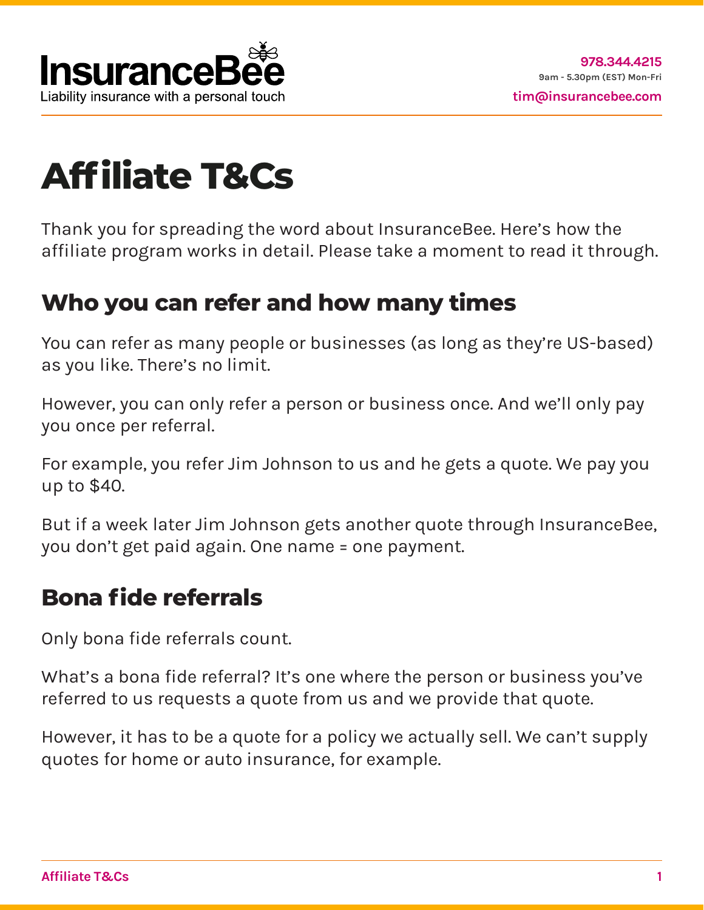InsuranceBee
Liability insurance with a personal touch

978.344.4215
9am - 5.30pm (EST) Mon-Fri
tim@insurancebee.com

# Affiliate T&Cs

Thank you for spreading the word about InsuranceBee. Here's how the affiliate program works in detail. Please take a moment to read it through.

## Who you can refer and how many times

You can refer as many people or businesses (as long as they're US-based) as you like. There's no limit.

However, you can only refer a person or business once. And we'll only pay you once per referral.

For example, you refer Jim Johnson to us and he gets a quote. We pay you up to $40.

But if a week later Jim Johnson gets another quote through InsuranceBee, you don't get paid again. One name = one payment.

## Bona fide referrals

Only bona fide referrals count.

What's a bona fide referral? It's one where the person or business you've referred to us requests a quote from us and we provide that quote.

However, it has to be a quote for a policy we actually sell. We can't supply quotes for home or auto insurance, for example.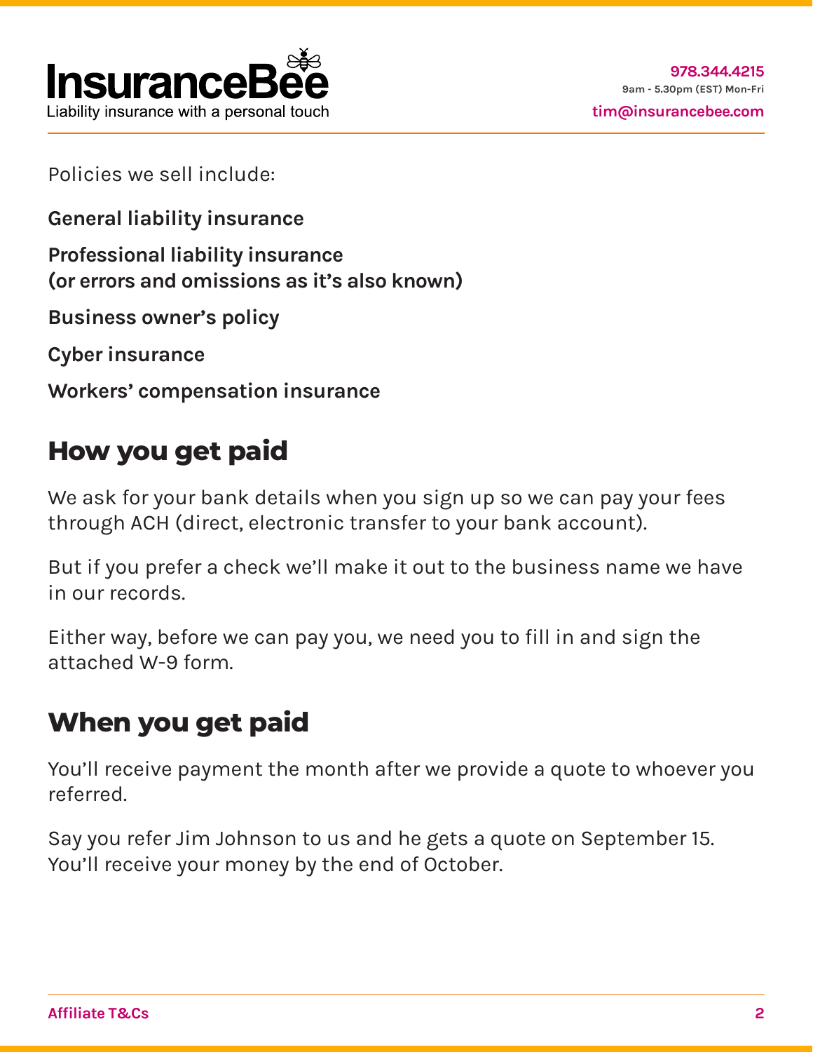Policies we sell include:

**General liability insurance**

**Professional liability insurance (or errors and omissions as it's also known)**

**Business owner's policy**

**Cyber insurance**

**Workers' compensation insurance**

## How you get paid

We ask for your bank details when you sign up so we can pay your fees through ACH (direct, electronic transfer to your bank account).

But if you prefer a check we'll make it out to the business name we have in our records.

Either way, before we can pay you, we need you to fill in and sign the attached W-9 form.

## When you get paid

You'll receive payment the month after we provide a quote to whoever you referred.

Say you refer Jim Johnson to us and he gets a quote on September 15. You'll receive your money by the end of October.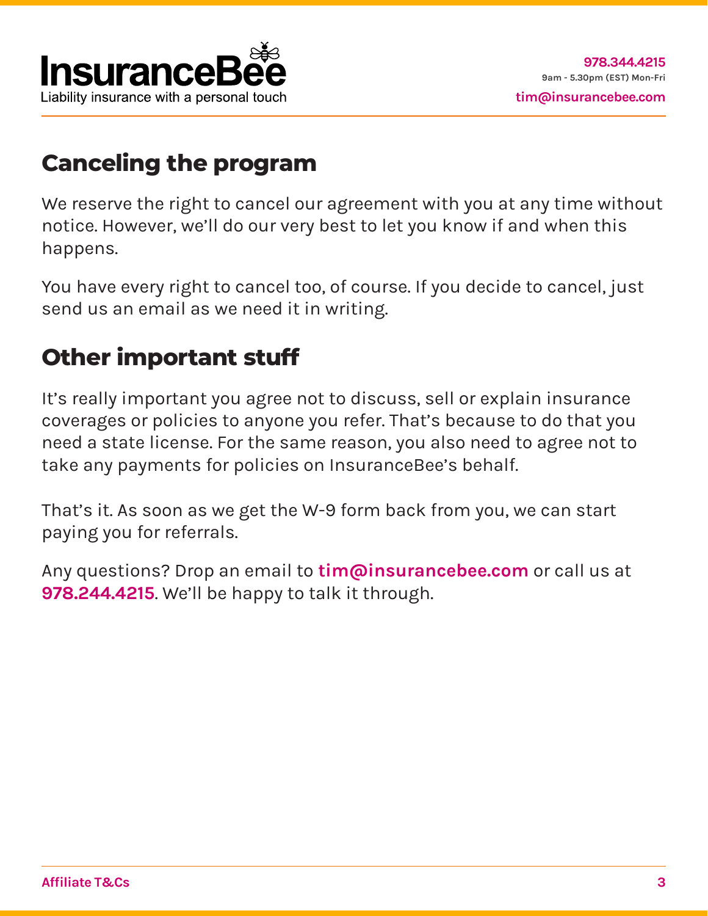## Canceling the program

We reserve the right to cancel our agreement with you at any time without notice. However, we'll do our very best to let you know if and when this happens.

You have every right to cancel too, of course. If you decide to cancel, just send us an email as we need it in writing.

## Other important stuff

It's really important you agree not to discuss, sell or explain insurance coverages or policies to anyone you refer. That's because to do that you need a state license. For the same reason, you also need to agree not to take any payments for policies on InsuranceBee's behalf.

That's it. As soon as we get the W-9 form back from you, we can start paying you for referrals.

Any questions? Drop an email to **tim@insurancebee.com** or call us at **978.244.4215**. We'll be happy to talk it through.